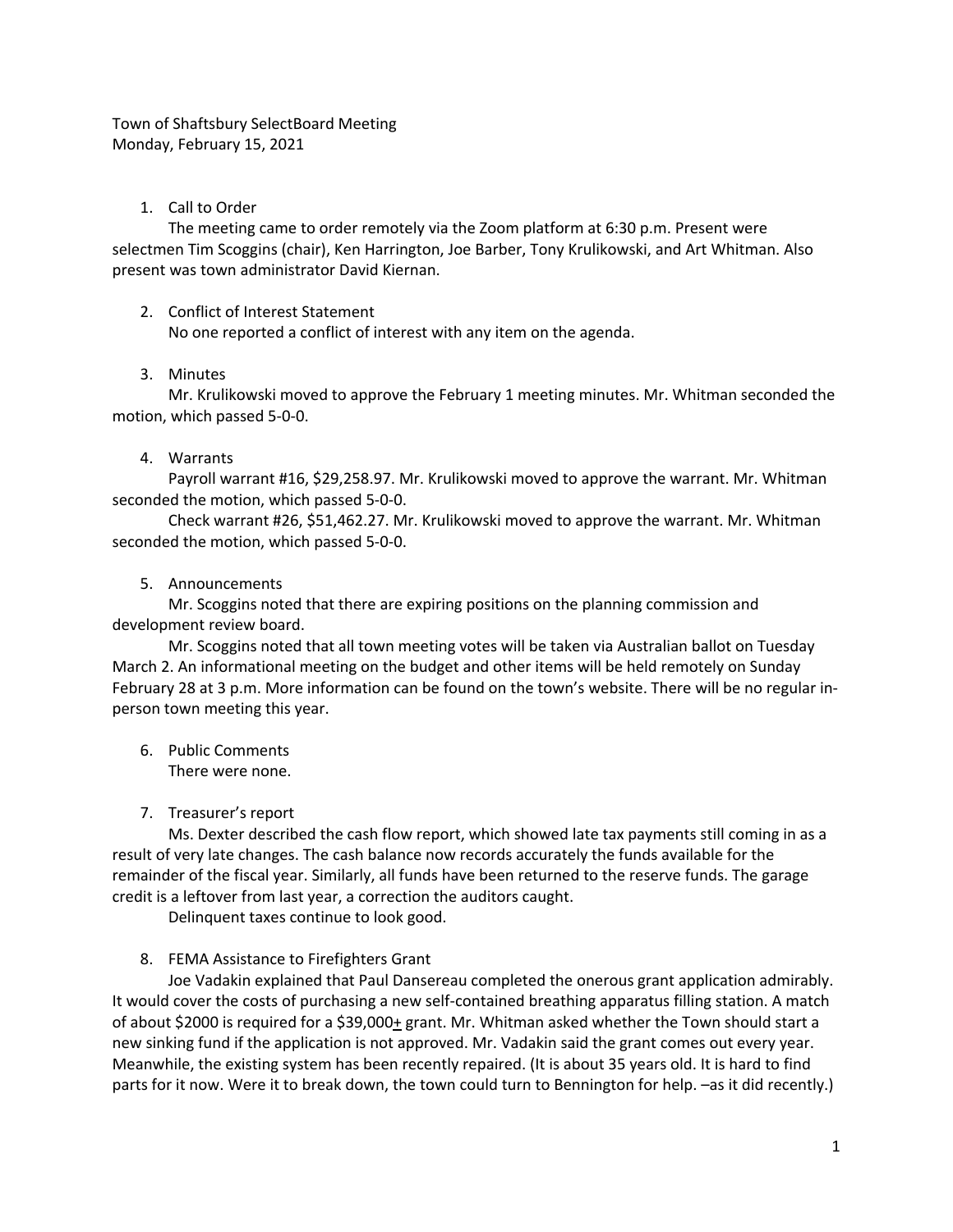Town of Shaftsbury SelectBoard Meeting
Monday, February 15, 2021

1. Call to Order

The meeting came to order remotely via the Zoom platform at 6:30 p.m. Present were selectmen Tim Scoggins (chair), Ken Harrington, Joe Barber, Tony Krulikowski, and Art Whitman. Also present was town administrator David Kiernan.

2. Conflict of Interest Statement

No one reported a conflict of interest with any item on the agenda.

3. Minutes

Mr. Krulikowski moved to approve the February 1 meeting minutes. Mr. Whitman seconded the motion, which passed 5-0-0.

4. Warrants

Payroll warrant #16, $29,258.97. Mr. Krulikowski moved to approve the warrant. Mr. Whitman seconded the motion, which passed 5-0-0.

Check warrant #26, $51,462.27. Mr. Krulikowski moved to approve the warrant. Mr. Whitman seconded the motion, which passed 5-0-0.

5. Announcements

Mr. Scoggins noted that there are expiring positions on the planning commission and development review board.

Mr. Scoggins noted that all town meeting votes will be taken via Australian ballot on Tuesday March 2. An informational meeting on the budget and other items will be held remotely on Sunday February 28 at 3 p.m. More information can be found on the town's website. There will be no regular in-person town meeting this year.

6. Public Comments

There were none.

7. Treasurer's report

Ms. Dexter described the cash flow report, which showed late tax payments still coming in as a result of very late changes. The cash balance now records accurately the funds available for the remainder of the fiscal year. Similarly, all funds have been returned to the reserve funds. The garage credit is a leftover from last year, a correction the auditors caught.

Delinquent taxes continue to look good.

8. FEMA Assistance to Firefighters Grant

Joe Vadakin explained that Paul Dansereau completed the onerous grant application admirably. It would cover the costs of purchasing a new self-contained breathing apparatus filling station. A match of about $2000 is required for a $39,000± grant. Mr. Whitman asked whether the Town should start a new sinking fund if the application is not approved. Mr. Vadakin said the grant comes out every year. Meanwhile, the existing system has been recently repaired. (It is about 35 years old. It is hard to find parts for it now. Were it to break down, the town could turn to Bennington for help. –as it did recently.)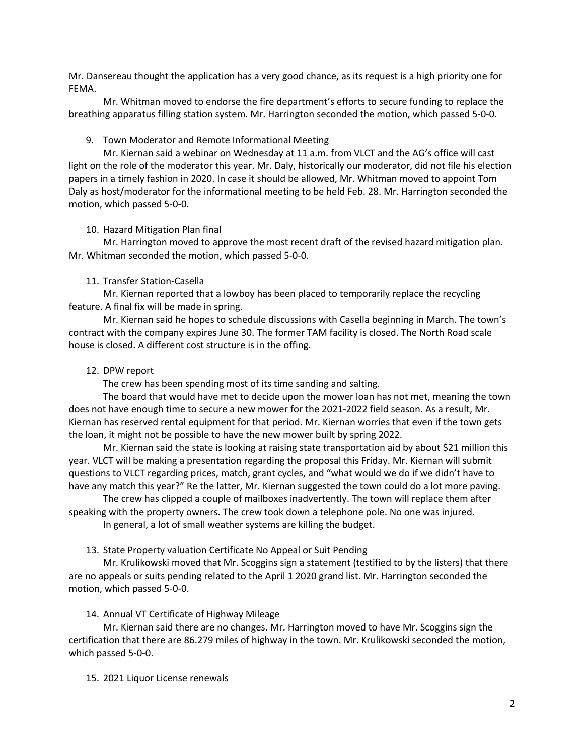Mr. Dansereau thought the application has a very good chance, as its request is a high priority one for FEMA.

Mr. Whitman moved to endorse the fire department's efforts to secure funding to replace the breathing apparatus filling station system. Mr. Harrington seconded the motion, which passed 5-0-0.

9. Town Moderator and Remote Informational Meeting

Mr. Kiernan said a webinar on Wednesday at 11 a.m. from VLCT and the AG's office will cast light on the role of the moderator this year. Mr. Daly, historically our moderator, did not file his election papers in a timely fashion in 2020. In case it should be allowed, Mr. Whitman moved to appoint Tom Daly as host/moderator for the informational meeting to be held Feb. 28. Mr. Harrington seconded the motion, which passed 5-0-0.

10. Hazard Mitigation Plan final

Mr. Harrington moved to approve the most recent draft of the revised hazard mitigation plan. Mr. Whitman seconded the motion, which passed 5-0-0.

11. Transfer Station-Casella

Mr. Kiernan reported that a lowboy has been placed to temporarily replace the recycling feature. A final fix will be made in spring.

Mr. Kiernan said he hopes to schedule discussions with Casella beginning in March. The town's contract with the company expires June 30. The former TAM facility is closed. The North Road scale house is closed. A different cost structure is in the offing.

12. DPW report

The crew has been spending most of its time sanding and salting.

The board that would have met to decide upon the mower loan has not met, meaning the town does not have enough time to secure a new mower for the 2021-2022 field season. As a result, Mr. Kiernan has reserved rental equipment for that period. Mr. Kiernan worries that even if the town gets the loan, it might not be possible to have the new mower built by spring 2022.

Mr. Kiernan said the state is looking at raising state transportation aid by about $21 million this year. VLCT will be making a presentation regarding the proposal this Friday. Mr. Kiernan will submit questions to VLCT regarding prices, match, grant cycles, and "what would we do if we didn't have to have any match this year?" Re the latter, Mr. Kiernan suggested the town could do a lot more paving.

The crew has clipped a couple of mailboxes inadvertently. The town will replace them after speaking with the property owners. The crew took down a telephone pole. No one was injured.

In general, a lot of small weather systems are killing the budget.

13. State Property valuation Certificate No Appeal or Suit Pending

Mr. Krulikowski moved that Mr. Scoggins sign a statement (testified to by the listers) that there are no appeals or suits pending related to the April 1 2020 grand list. Mr. Harrington seconded the motion, which passed 5-0-0.

14. Annual VT Certificate of Highway Mileage

Mr. Kiernan said there are no changes. Mr. Harrington moved to have Mr. Scoggins sign the certification that there are 86.279 miles of highway in the town. Mr. Krulikowski seconded the motion, which passed 5-0-0.

15. 2021 Liquor License renewals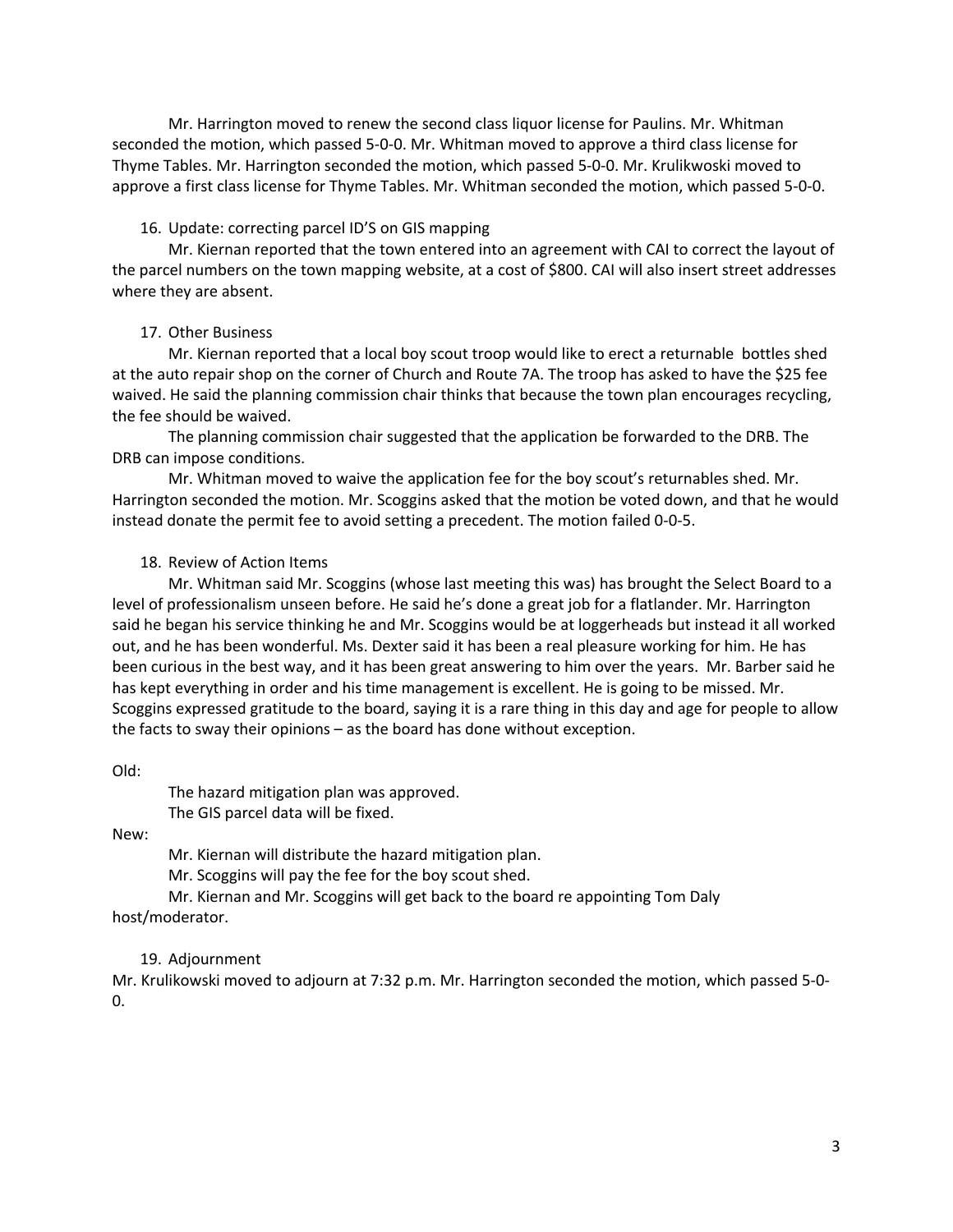Mr. Harrington moved to renew the second class liquor license for Paulins. Mr. Whitman seconded the motion, which passed 5-0-0. Mr. Whitman moved to approve a third class license for Thyme Tables. Mr. Harrington seconded the motion, which passed 5-0-0. Mr. Krulikwoski moved to approve a first class license for Thyme Tables. Mr. Whitman seconded the motion, which passed 5-0-0.

16. Update: correcting parcel ID'S on GIS mapping

Mr. Kiernan reported that the town entered into an agreement with CAI to correct the layout of the parcel numbers on the town mapping website, at a cost of $800. CAI will also insert street addresses where they are absent.

17. Other Business

Mr. Kiernan reported that a local boy scout troop would like to erect a returnable bottles shed at the auto repair shop on the corner of Church and Route 7A. The troop has asked to have the $25 fee waived. He said the planning commission chair thinks that because the town plan encourages recycling, the fee should be waived.

The planning commission chair suggested that the application be forwarded to the DRB. The DRB can impose conditions.

Mr. Whitman moved to waive the application fee for the boy scout's returnables shed. Mr. Harrington seconded the motion. Mr. Scoggins asked that the motion be voted down, and that he would instead donate the permit fee to avoid setting a precedent. The motion failed 0-0-5.

18. Review of Action Items

Mr. Whitman said Mr. Scoggins (whose last meeting this was) has brought the Select Board to a level of professionalism unseen before. He said he's done a great job for a flatlander. Mr. Harrington said he began his service thinking he and Mr. Scoggins would be at loggerheads but instead it all worked out, and he has been wonderful. Ms. Dexter said it has been a real pleasure working for him. He has been curious in the best way, and it has been great answering to him over the years. Mr. Barber said he has kept everything in order and his time management is excellent. He is going to be missed. Mr. Scoggins expressed gratitude to the board, saying it is a rare thing in this day and age for people to allow the facts to sway their opinions – as the board has done without exception.

Old:

The hazard mitigation plan was approved.
The GIS parcel data will be fixed.

New:

Mr. Kiernan will distribute the hazard mitigation plan.
Mr. Scoggins will pay the fee for the boy scout shed.
Mr. Kiernan and Mr. Scoggins will get back to the board re appointing Tom Daly host/moderator.

19. Adjournment

Mr. Krulikowski moved to adjourn at 7:32 p.m. Mr. Harrington seconded the motion, which passed 5-0-0.